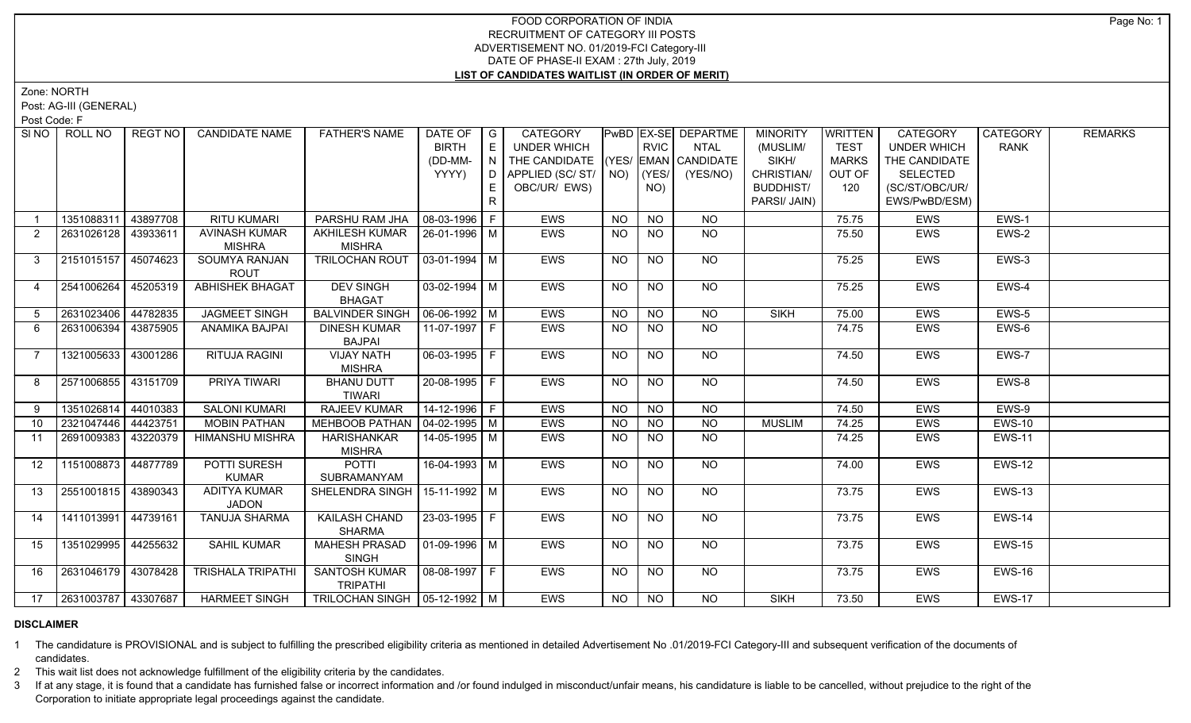# FOOD CORPORATION OF INDIA

RECRUITMENT OF CATEGORY III POSTS

ADVERTISEMENT NO. 01/2019-FCI Category-III

DATE OF PHASE-II EXAM : 27th July, 2019

**LIST OF CANDIDATES WAITLIST (IN ORDER OF MERIT)**

Zone: NORTH

Post: AG-III (GENERAL)

Post Code: F

| Sl NO | ROLL NO | REGT NO | CANDIDATE NAME | FATHER'S NAME | DATE OF BIRTH (DD-MM-YYYY) | GENDER | CATEGORY UNDER WHICH THE CANDIDATE APPLIED (SC/ ST/ OBC/UR/ EWS) | PwBD (YES/ NO) | EX-SERVICEMAN (YES/ NO) | DEPARTMENTAL CANDIDATE (YES/NO) | MINORITY (MUSLIM/ SIKH/ CHRISTIAN/ BUDDHIST/ PARSI/ JAIN) | WRITTEN TEST MARKS OUT OF 120 | CATEGORY UNDER WHICH THE CANDIDATE SELECTED (SC/ST/OBC/UR/ EWS/PwBD/ESM) | CATEGORY RANK | REMARKS |
|---|---|---|---|---|---|---|---|---|---|---|---|---|---|---|---|
| 1 | 1351088311 | 43897708 | RITU KUMARI | PARSHU RAM JHA | 08-03-1996 | F | EWS | NO | NO | NO | | 75.75 | EWS | EWS-1 | |
| 2 | 2631026128 | 43933611 | AVINASH KUMAR MISHRA | AKHILESH KUMAR MISHRA | 26-01-1996 | M | EWS | NO | NO | NO | | 75.50 | EWS | EWS-2 | |
| 3 | 2151015157 | 45074623 | SOUMYA RANJAN ROUT | TRILOCHAN ROUT | 03-01-1994 | M | EWS | NO | NO | NO | | 75.25 | EWS | EWS-3 | |
| 4 | 2541006264 | 45205319 | ABHISHEK BHAGAT | DEV SINGH BHAGAT | 03-02-1994 | M | EWS | NO | NO | NO | | 75.25 | EWS | EWS-4 | |
| 5 | 2631023406 | 44782835 | JAGMEET SINGH | BALVINDER SINGH | 06-06-1992 | M | EWS | NO | NO | NO | SIKH | 75.00 | EWS | EWS-5 | |
| 6 | 2631006394 | 43875905 | ANAMIKA BAJPAI | DINESH KUMAR BAJPAI | 11-07-1997 | F | EWS | NO | NO | NO | | 74.75 | EWS | EWS-6 | |
| 7 | 1321005633 | 43001286 | RITUJA RAGINI | VIJAY NATH MISHRA | 06-03-1995 | F | EWS | NO | NO | NO | | 74.50 | EWS | EWS-7 | |
| 8 | 2571006855 | 43151709 | PRIYA TIWARI | BHANU DUTT TIWARI | 20-08-1996 | F | EWS | NO | NO | NO | | 74.50 | EWS | EWS-8 | |
| 9 | 1351026814 | 44010383 | SALONI KUMARI | RAJEEV KUMAR | 14-12-1996 | F | EWS | NO | NO | NO | | 74.50 | EWS | EWS-9 | |
| 10 | 2321047446 | 44423751 | MOBIN PATHAN | MEHBOOB PATHAN | 04-02-1995 | M | EWS | NO | NO | NO | MUSLIM | 74.25 | EWS | EWS-10 | |
| 11 | 2691009383 | 43220379 | HIMANSHU MISHRA | HARISHANKAR MISHRA | 14-05-1995 | M | EWS | NO | NO | NO | | 74.25 | EWS | EWS-11 | |
| 12 | 1151008873 | 44877789 | POTTI SURESH KUMAR | POTTI SUBRAMANYAM | 16-04-1993 | M | EWS | NO | NO | NO | | 74.00 | EWS | EWS-12 | |
| 13 | 2551001815 | 43890343 | ADITYA KUMAR JADON | SHELENDRA SINGH | 15-11-1992 | M | EWS | NO | NO | NO | | 73.75 | EWS | EWS-13 | |
| 14 | 1411013991 | 44739161 | TANUJA SHARMA | KAILASH CHAND SHARMA | 23-03-1995 | F | EWS | NO | NO | NO | | 73.75 | EWS | EWS-14 | |
| 15 | 1351029995 | 44255632 | SAHIL KUMAR | MAHESH PRASAD SINGH | 01-09-1996 | M | EWS | NO | NO | NO | | 73.75 | EWS | EWS-15 | |
| 16 | 2631046179 | 43078428 | TRISHALA TRIPATHI | SANTOSH KUMAR TRIPATHI | 08-08-1997 | F | EWS | NO | NO | NO | | 73.75 | EWS | EWS-16 | |
| 17 | 2631003787 | 43307687 | HARMEET SINGH | TRILOCHAN SINGH | 05-12-1992 | M | EWS | NO | NO | NO | SIKH | 73.50 | EWS | EWS-17 | |

**DISCLAIMER**

1 The candidature is PROVISIONAL and is subject to fulfilling the prescribed eligibility criteria as mentioned in detailed Advertisement No .01/2019-FCI Category-III and subsequent verification of the documents of candidates.

2 This wait list does not acknowledge fulfillment of the eligibility criteria by the candidates.

3 If at any stage, it is found that a candidate has furnished false or incorrect information and /or found indulged in misconduct/unfair means, his candidature is liable to be cancelled, without prejudice to the right of the Corporation to initiate appropriate legal proceedings against the candidate.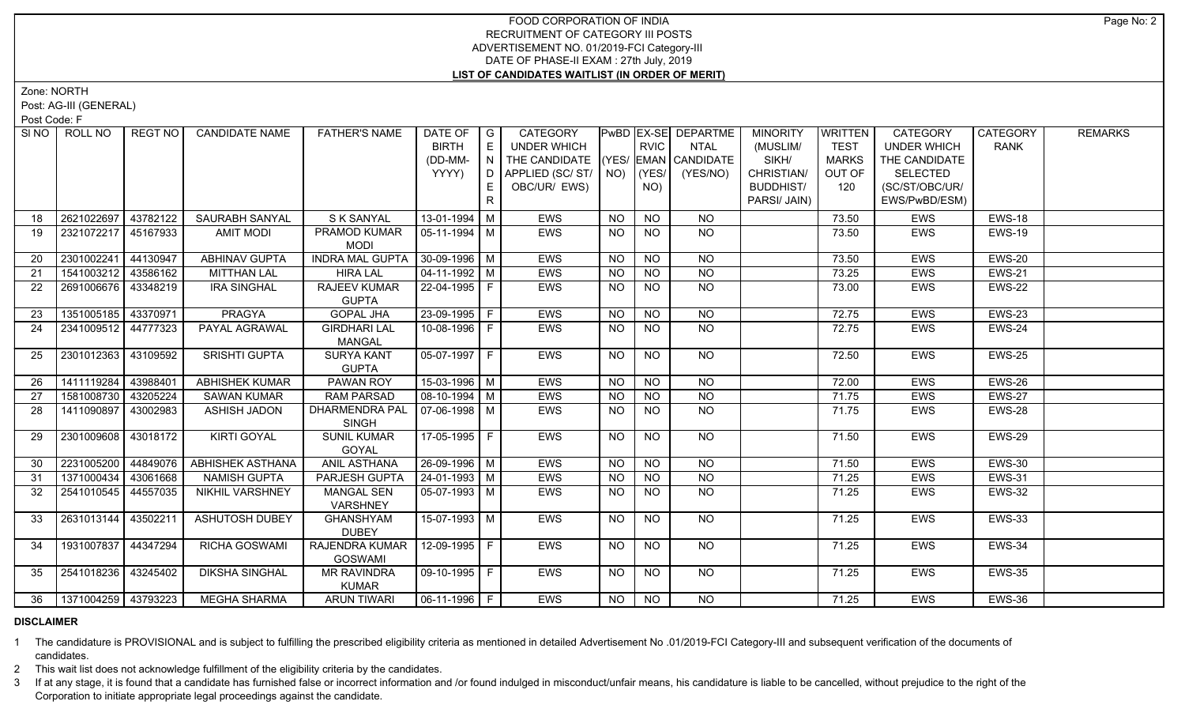# FOOD CORPORATION OF INDIA
## RECRUITMENT OF CATEGORY III POSTS
## ADVERTISEMENT NO. 01/2019-FCI Category-III
## DATE OF PHASE-II EXAM : 27th July, 2019
## LIST OF CANDIDATES WAITLIST (IN ORDER OF MERIT)

Zone: NORTH

Post: AG-III (GENERAL)

Post Code: F

| SI NO | ROLL NO | REGT NO | CANDIDATE NAME | FATHER'S NAME | DATE OF BIRTH (DD-MM-YYYY) | GENDER | CATEGORY UNDER WHICH THE CANDIDATE APPLIED (SC/ ST/ OBC/UR/ EWS) | PwBD (YES/ NO) | EX-SERVICEMAN (YES/ NO) | DEPARTMENTAL CANDIDATE (YES/NO) | MINORITY (MUSLIM/ SIKH/ CHRISTIAN/ BUDDHIST/ PARSI/ JAIN) | WRITTEN TEST MARKS OUT OF 120 | CATEGORY UNDER WHICH THE CANDIDATE SELECTED (SC/ST/OBC/UR/ EWS/PwBD/ESM) | CATEGORY RANK | REMARKS |
|---|---|---|---|---|---|---|---|---|---|---|---|---|---|---|---|
| 18 | 2621022697 | 43782122 | SAURABH SANYAL | S K SANYAL | 13-01-1994 | M | EWS | NO | NO | NO | | 73.50 | EWS | EWS-18 | |
| 19 | 2321072217 | 45167933 | AMIT MODI | PRAMOD KUMAR MODI | 05-11-1994 | M | EWS | NO | NO | NO | | 73.50 | EWS | EWS-19 | |
| 20 | 2301002241 | 44130947 | ABHINAV GUPTA | INDRA MAL GUPTA | 30-09-1996 | M | EWS | NO | NO | NO | | 73.50 | EWS | EWS-20 | |
| 21 | 1541003212 | 43586162 | MITTHAN LAL | HIRA LAL | 04-11-1992 | M | EWS | NO | NO | NO | | 73.25 | EWS | EWS-21 | |
| 22 | 2691006676 | 43348219 | IRA SINGHAL | RAJEEV KUMAR GUPTA | 22-04-1995 | F | EWS | NO | NO | NO | | 73.00 | EWS | EWS-22 | |
| 23 | 1351005185 | 43370971 | PRAGYA | GOPAL JHA | 23-09-1995 | F | EWS | NO | NO | NO | | 72.75 | EWS | EWS-23 | |
| 24 | 2341009512 | 44777323 | PAYAL AGRAWAL | GIRDHARI LAL MANGAL | 10-08-1996 | F | EWS | NO | NO | NO | | 72.75 | EWS | EWS-24 | |
| 25 | 2301012363 | 43109592 | SRISHTI GUPTA | SURYA KANT GUPTA | 05-07-1997 | F | EWS | NO | NO | NO | | 72.50 | EWS | EWS-25 | |
| 26 | 1411119284 | 43988401 | ABHISHEK KUMAR | PAWAN ROY | 15-03-1996 | M | EWS | NO | NO | NO | | 72.00 | EWS | EWS-26 | |
| 27 | 1581008730 | 43205224 | SAWAN KUMAR | RAM PARSAD | 08-10-1994 | M | EWS | NO | NO | NO | | 71.75 | EWS | EWS-27 | |
| 28 | 1411090897 | 43002983 | ASHISH JADON | DHARMENDRA PAL SINGH | 07-06-1998 | M | EWS | NO | NO | NO | | 71.75 | EWS | EWS-28 | |
| 29 | 2301009608 | 43018172 | KIRTI GOYAL | SUNIL KUMAR GOYAL | 17-05-1995 | F | EWS | NO | NO | NO | | 71.50 | EWS | EWS-29 | |
| 30 | 2231005200 | 44849076 | ABHISHEK ASTHANA | ANIL ASTHANA | 26-09-1996 | M | EWS | NO | NO | NO | | 71.50 | EWS | EWS-30 | |
| 31 | 1371000434 | 43061668 | NAMISH GUPTA | PARJESH GUPTA | 24-01-1993 | M | EWS | NO | NO | NO | | 71.25 | EWS | EWS-31 | |
| 32 | 2541010545 | 44557035 | NIKHIL VARSHNEY | MANGAL SEN VARSHNEY | 05-07-1993 | M | EWS | NO | NO | NO | | 71.25 | EWS | EWS-32 | |
| 33 | 2631013144 | 43502211 | ASHUTOSH DUBEY | GHANSHYAM DUBEY | 15-07-1993 | M | EWS | NO | NO | NO | | 71.25 | EWS | EWS-33 | |
| 34 | 1931007837 | 44347294 | RICHA GOSWAMI | RAJENDRA KUMAR GOSWAMI | 12-09-1995 | F | EWS | NO | NO | NO | | 71.25 | EWS | EWS-34 | |
| 35 | 2541018236 | 43245402 | DIKSHA SINGHAL | MR RAVINDRA KUMAR | 09-10-1995 | F | EWS | NO | NO | NO | | 71.25 | EWS | EWS-35 | |
| 36 | 1371004259 | 43793223 | MEGHA SHARMA | ARUN TIWARI | 06-11-1996 | F | EWS | NO | NO | NO | | 71.25 | EWS | EWS-36 | |

**DISCLAIMER**

1. The candidature is PROVISIONAL and is subject to fulfilling the prescribed eligibility criteria as mentioned in detailed Advertisement No .01/2019-FCI Category-III and subsequent verification of the documents of candidates.
2. This wait list does not acknowledge fulfillment of the eligibility criteria by the candidates.
3. If at any stage, it is found that a candidate has furnished false or incorrect information and /or found indulged in misconduct/unfair means, his candidature is liable to be cancelled, without prejudice to the right of the Corporation to initiate appropriate legal proceedings against the candidate.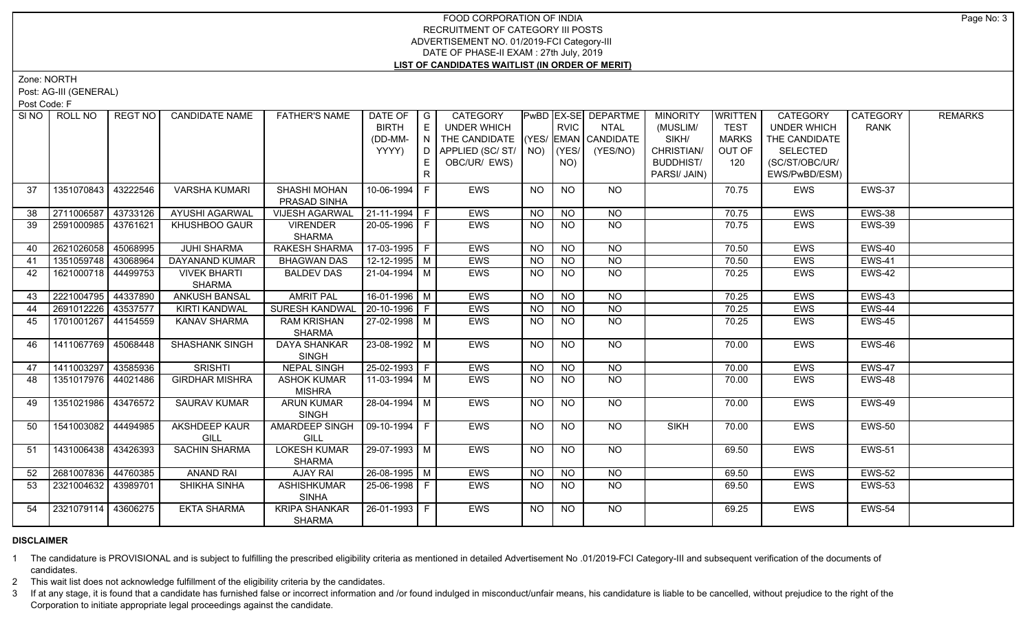# FOOD CORPORATION OF INDIA
## RECRUITMENT OF CATEGORY III POSTS
## ADVERTISEMENT NO. 01/2019-FCI Category-III
## DATE OF PHASE-II EXAM : 27th July, 2019
## LIST OF CANDIDATES WAITLIST (IN ORDER OF MERIT)

Zone: NORTH

Post: AG-III (GENERAL)

Post Code: F

| SI NO | ROLL NO | REGT NO | CANDIDATE NAME | FATHER'S NAME | DATE OF BIRTH (DD-MM-YYYY) | GENDER | CATEGORY UNDER WHICH THE CANDIDATE APPLIED (SC/ ST/ OBC/UR/ EWS) | PwBD (YES/ NO) | EX-SERVICEMAN (YES/ NO) | DEPARTMENTAL CANDIDATE (YES/NO) | MINORITY (MUSLIM/ SIKH/ CHRISTIAN/ BUDDHIST/ PARSI/ JAIN) | WRITTEN TEST MARKS OUT OF 120 | CATEGORY UNDER WHICH THE CANDIDATE SELECTED (SC/ST/OBC/UR/ EWS/PwBD/ESM) | CATEGORY RANK | REMARKS |
|---|---|---|---|---|---|---|---|---|---|---|---|---|---|---|---|
| 37 | 1351070843 | 43222546 | VARSHA KUMARI | SHASHI MOHAN PRASAD SINHA | 10-06-1994 | F | EWS | NO | NO | NO | | 70.75 | EWS | EWS-37 | |
| 38 | 2711006587 | 43733126 | AYUSHI AGARWAL | VIJESH AGARWAL | 21-11-1994 | F | EWS | NO | NO | NO | | 70.75 | EWS | EWS-38 | |
| 39 | 2591000985 | 43761621 | KHUSHBOO GAUR | VIRENDER SHARMA | 20-05-1996 | F | EWS | NO | NO | NO | | 70.75 | EWS | EWS-39 | |
| 40 | 2621026058 | 45068995 | JUHI SHARMA | RAKESH SHARMA | 17-03-1995 | F | EWS | NO | NO | NO | | 70.50 | EWS | EWS-40 | |
| 41 | 1351059748 | 43068964 | DAYANAND KUMAR | BHAGWAN DAS | 12-12-1995 | M | EWS | NO | NO | NO | | 70.50 | EWS | EWS-41 | |
| 42 | 1621000718 | 44499753 | VIVEK BHARTI SHARMA | BALDEV DAS | 21-04-1994 | M | EWS | NO | NO | NO | | 70.25 | EWS | EWS-42 | |
| 43 | 2221004795 | 44337890 | ANKUSH BANSAL | AMRIT PAL | 16-01-1996 | M | EWS | NO | NO | NO | | 70.25 | EWS | EWS-43 | |
| 44 | 2691012226 | 43537577 | KIRTI KANDWAL | SURESH KANDWAL | 20-10-1996 | F | EWS | NO | NO | NO | | 70.25 | EWS | EWS-44 | |
| 45 | 1701001267 | 44154559 | KANAV SHARMA | RAM KRISHAN SHARMA | 27-02-1998 | M | EWS | NO | NO | NO | | 70.25 | EWS | EWS-45 | |
| 46 | 1411067769 | 45068448 | SHASHANK SINGH | DAYA SHANKAR SINGH | 23-08-1992 | M | EWS | NO | NO | NO | | 70.00 | EWS | EWS-46 | |
| 47 | 1411003297 | 43585936 | SRISHTI | NEPAL SINGH | 25-02-1993 | F | EWS | NO | NO | NO | | 70.00 | EWS | EWS-47 | |
| 48 | 1351017976 | 44021486 | GIRDHAR MISHRA | ASHOK KUMAR MISHRA | 11-03-1994 | M | EWS | NO | NO | NO | | 70.00 | EWS | EWS-48 | |
| 49 | 1351021986 | 43476572 | SAURAV KUMAR | ARUN KUMAR SINGH | 28-04-1994 | M | EWS | NO | NO | NO | | 70.00 | EWS | EWS-49 | |
| 50 | 1541003082 | 44494985 | AKSHDEEP KAUR GILL | AMARDEEP SINGH GILL | 09-10-1994 | F | EWS | NO | NO | NO | SIKH | 70.00 | EWS | EWS-50 | |
| 51 | 1431006438 | 43426393 | SACHIN SHARMA | LOKESH KUMAR SHARMA | 29-07-1993 | M | EWS | NO | NO | NO | | 69.50 | EWS | EWS-51 | |
| 52 | 2681007836 | 44760385 | ANAND RAI | AJAY RAI | 26-08-1995 | M | EWS | NO | NO | NO | | 69.50 | EWS | EWS-52 | |
| 53 | 2321004632 | 43989701 | SHIKHA SINHA | ASHISHKUMAR SINHA | 25-06-1998 | F | EWS | NO | NO | NO | | 69.50 | EWS | EWS-53 | |
| 54 | 2321079114 | 43606275 | EKTA SHARMA | KRIPA SHANKAR SHARMA | 26-01-1993 | F | EWS | NO | NO | NO | | 69.25 | EWS | EWS-54 | |

**DISCLAIMER**

1 The candidature is PROVISIONAL and is subject to fulfilling the prescribed eligibility criteria as mentioned in detailed Advertisement No .01/2019-FCI Category-III and subsequent verification of the documents of candidates.

2 This wait list does not acknowledge fulfillment of the eligibility criteria by the candidates.

3 If at any stage, it is found that a candidate has furnished false or incorrect information and /or found indulged in misconduct/unfair means, his candidature is liable to be cancelled, without prejudice to the right of the Corporation to initiate appropriate legal proceedings against the candidate.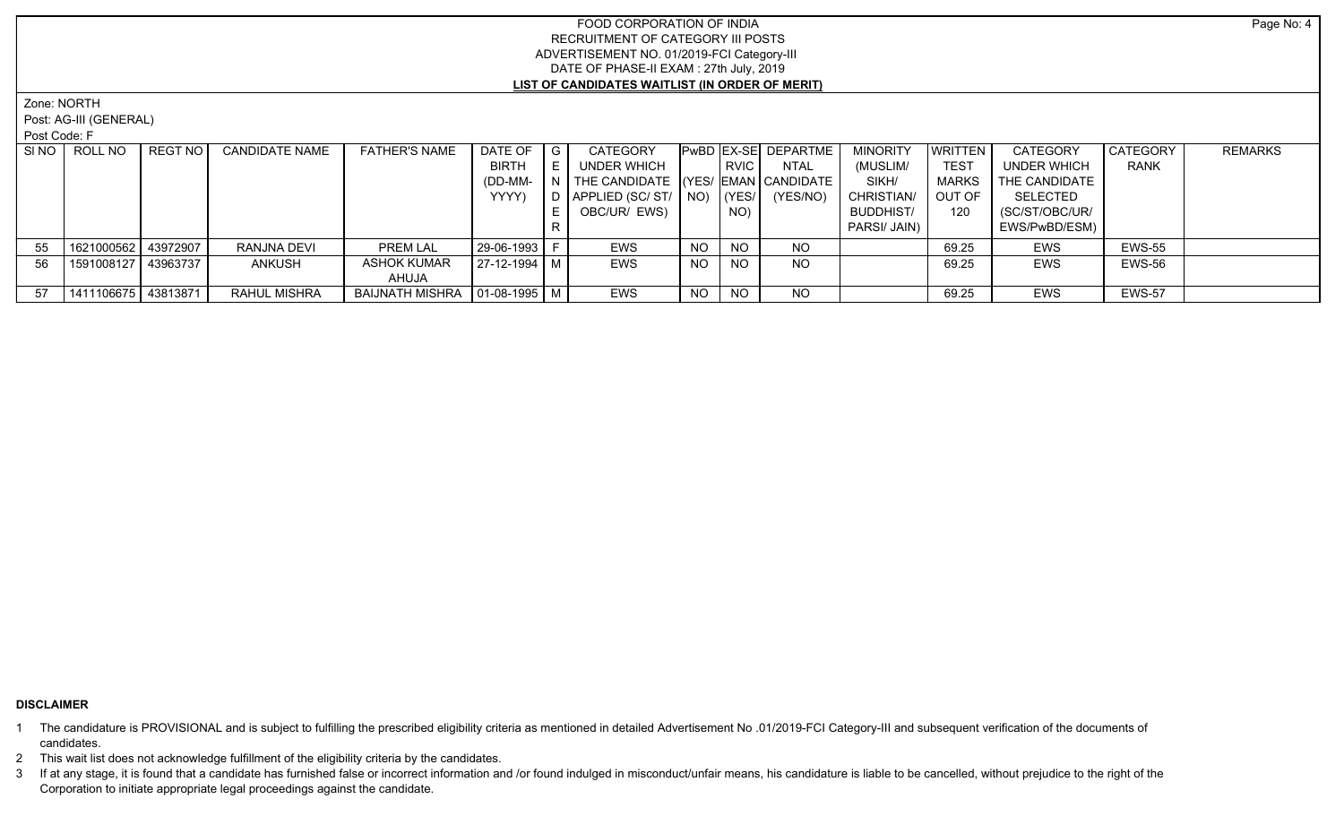FOOD CORPORATION OF INDIA
RECRUITMENT OF CATEGORY III POSTS
ADVERTISEMENT NO. 01/2019-FCI Category-III
DATE OF PHASE-II EXAM : 27th July, 2019

**LIST OF CANDIDATES WAITLIST (IN ORDER OF MERIT)**

Zone: NORTH

Post: AG-III (GENERAL)

Post Code: F

| Sl NO | ROLL NO | REGT NO | CANDIDATE NAME | FATHER'S NAME | DATE OF BIRTH (DD-MM-YYYY) | GENDER | CATEGORY UNDER WHICH THE CANDIDATE APPLIED (SC/ ST/ OBC/UR/ EWS) | PwBD (YES/ NO) | EX-SERVICEMAN (YES/ NO) | DEPARTMENTAL CANDIDATE (YES/NO) | MINORITY (MUSLIM/ SIKH/ CHRISTIAN/ BUDDHIST/ PARSI/ JAIN) | WRITTEN TEST MARKS OUT OF 120 | CATEGORY UNDER WHICH THE CANDIDATE SELECTED (SC/ST/OBC/UR/ EWS/PwBD/ESM) | CATEGORY RANK | REMARKS |
|---|---|---|---|---|---|---|---|---|---|---|---|---|---|---|---|
| 55 | 1621000562 | 43972907 | RANJNA DEVI | PREM LAL | 29-06-1993 | F | EWS | NO | NO | NO | | 69.25 | EWS | EWS-55 | |
| 56 | 1591008127 | 43963737 | ANKUSH | ASHOK KUMAR AHUJA | 27-12-1994 | M | EWS | NO | NO | NO | | 69.25 | EWS | EWS-56 | |
| 57 | 1411106675 | 43813871 | RAHUL MISHRA | BAIJNATH MISHRA | 01-08-1995 | M | EWS | NO | NO | NO | | 69.25 | EWS | EWS-57 | |

**DISCLAIMER**

1. The candidature is PROVISIONAL and is subject to fulfilling the prescribed eligibility criteria as mentioned in detailed Advertisement No .01/2019-FCI Category-III and subsequent verification of the documents of candidates.
2. This wait list does not acknowledge fulfillment of the eligibility criteria by the candidates.
3. If at any stage, it is found that a candidate has furnished false or incorrect information and /or found indulged in misconduct/unfair means, his candidature is liable to be cancelled, without prejudice to the right of the Corporation to initiate appropriate legal proceedings against the candidate.